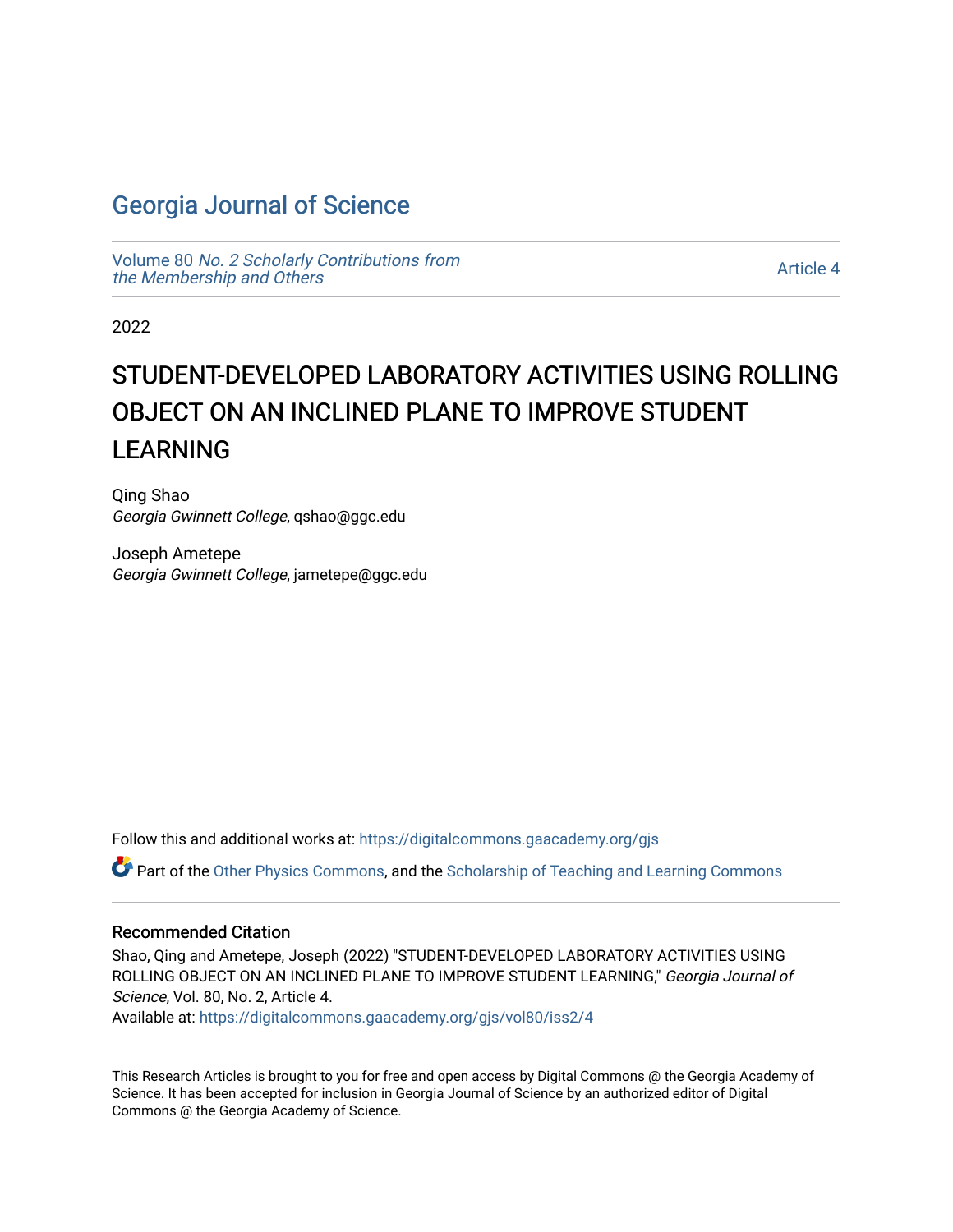# Georgia Journal of Science

Volume 80 *No. 2 Scholarly Contributions from the Membership and Others*

Article 4

2022

## STUDENT-DEVELOPED LABORATORY ACTIVITIES USING ROLLING OBJECT ON AN INCLINED PLANE TO IMPROVE STUDENT LEARNING

Qing Shao
*Georgia Gwinnett College*, qshao@ggc.edu

Joseph Ametepe
*Georgia Gwinnett College*, jametepe@ggc.edu

Follow this and additional works at: https://digitalcommons.gaacademy.org/gjs

Part of the Other Physics Commons, and the Scholarship of Teaching and Learning Commons

### Recommended Citation

Shao, Qing and Ametepe, Joseph (2022) "STUDENT-DEVELOPED LABORATORY ACTIVITIES USING ROLLING OBJECT ON AN INCLINED PLANE TO IMPROVE STUDENT LEARNING," *Georgia Journal of Science*, Vol. 80, No. 2, Article 4.
Available at: https://digitalcommons.gaacademy.org/gjs/vol80/iss2/4

This Research Articles is brought to you for free and open access by Digital Commons @ the Georgia Academy of Science. It has been accepted for inclusion in Georgia Journal of Science by an authorized editor of Digital Commons @ the Georgia Academy of Science.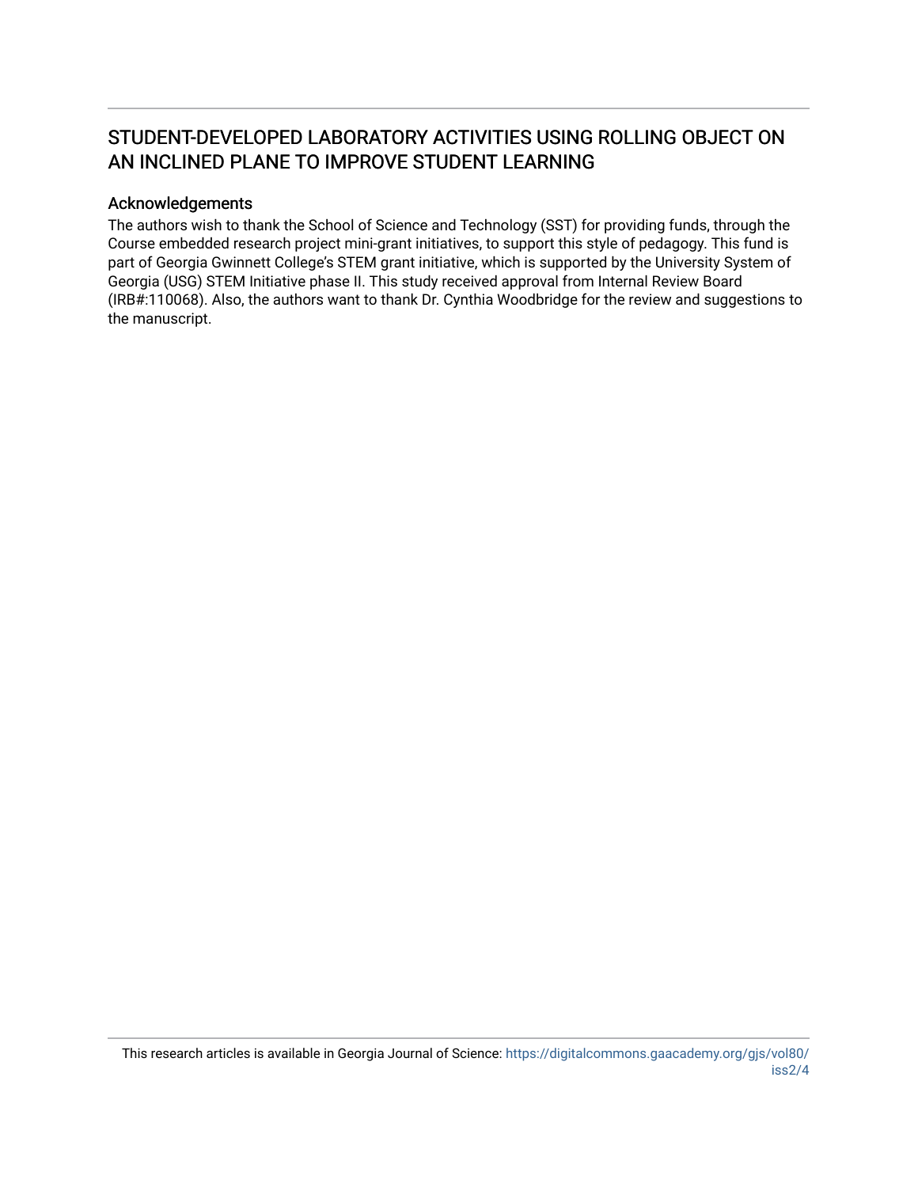# STUDENT-DEVELOPED LABORATORY ACTIVITIES USING ROLLING OBJECT ON AN INCLINED PLANE TO IMPROVE STUDENT LEARNING

## Acknowledgements

The authors wish to thank the School of Science and Technology (SST) for providing funds, through the Course embedded research project mini-grant initiatives, to support this style of pedagogy. This fund is part of Georgia Gwinnett College's STEM grant initiative, which is supported by the University System of Georgia (USG) STEM Initiative phase II. This study received approval from Internal Review Board (IRB#:110068). Also, the authors want to thank Dr. Cynthia Woodbridge for the review and suggestions to the manuscript.

This research articles is available in Georgia Journal of Science: https://digitalcommons.gaacademy.org/gjs/vol80/iss2/4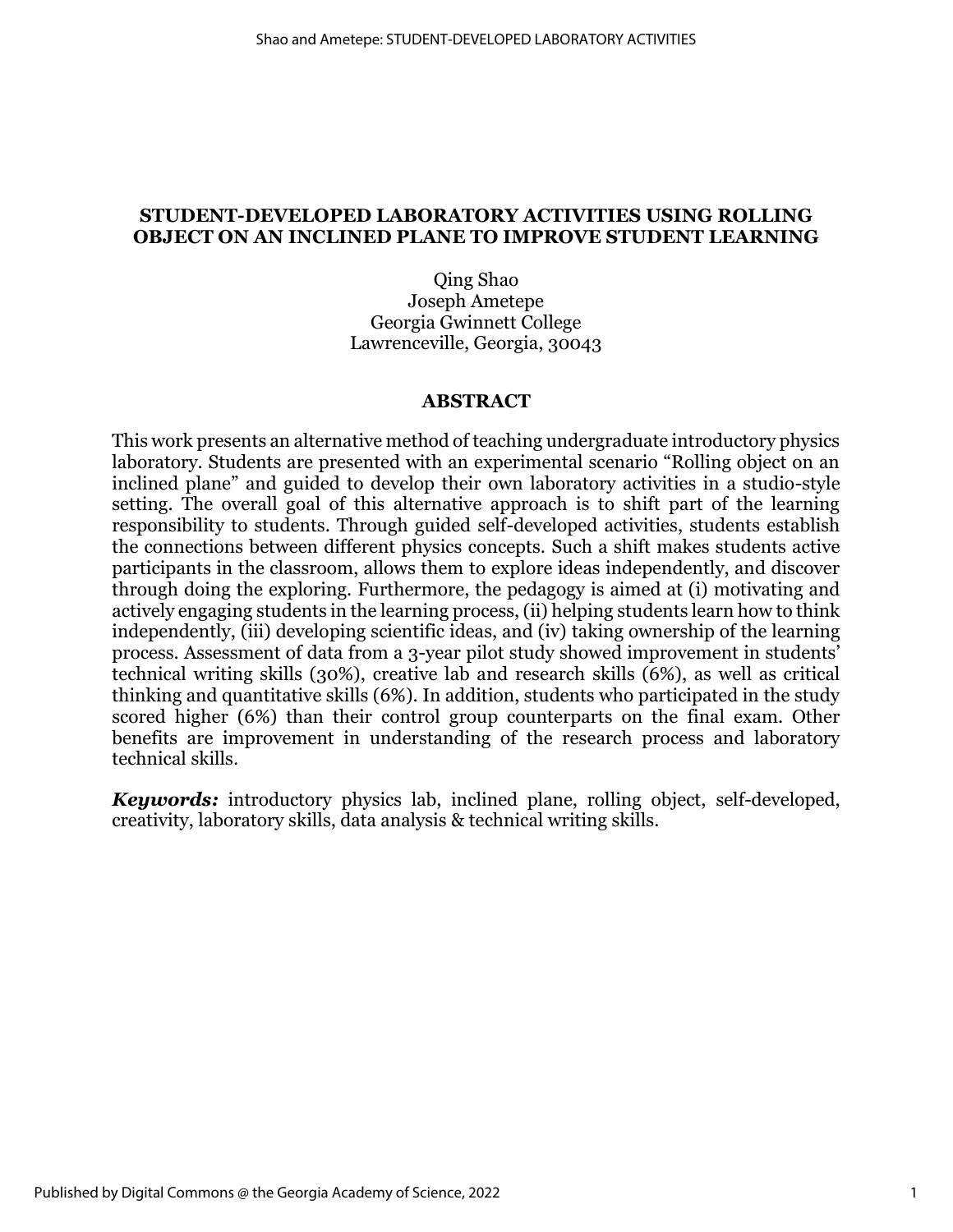# STUDENT-DEVELOPED LABORATORY ACTIVITIES USING ROLLING OBJECT ON AN INCLINED PLANE TO IMPROVE STUDENT LEARNING

Qing Shao
Joseph Ametepe
Georgia Gwinnett College
Lawrenceville, Georgia, 30043

## ABSTRACT

This work presents an alternative method of teaching undergraduate introductory physics laboratory. Students are presented with an experimental scenario “Rolling object on an inclined plane” and guided to develop their own laboratory activities in a studio-style setting. The overall goal of this alternative approach is to shift part of the learning responsibility to students. Through guided self-developed activities, students establish the connections between different physics concepts. Such a shift makes students active participants in the classroom, allows them to explore ideas independently, and discover through doing the exploring. Furthermore, the pedagogy is aimed at (i) motivating and actively engaging students in the learning process, (ii) helping students learn how to think independently, (iii) developing scientific ideas, and (iv) taking ownership of the learning process. Assessment of data from a 3-year pilot study showed improvement in students’ technical writing skills (30%), creative lab and research skills (6%), as well as critical thinking and quantitative skills (6%). In addition, students who participated in the study scored higher (6%) than their control group counterparts on the final exam. Other benefits are improvement in understanding of the research process and laboratory technical skills.

***Keywords:*** introductory physics lab, inclined plane, rolling object, self-developed, creativity, laboratory skills, data analysis & technical writing skills.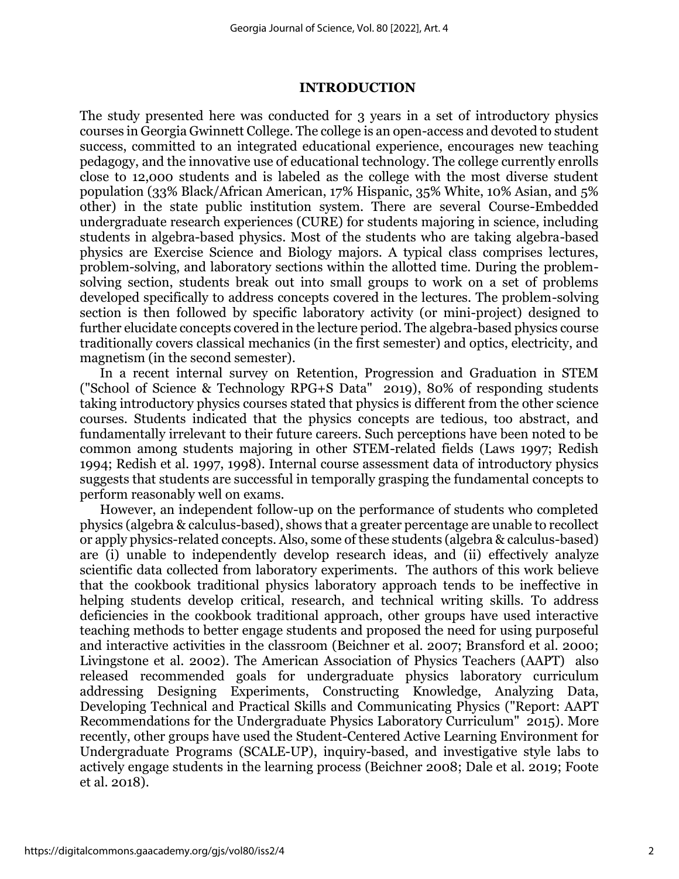## INTRODUCTION

The study presented here was conducted for 3 years in a set of introductory physics courses in Georgia Gwinnett College. The college is an open-access and devoted to student success, committed to an integrated educational experience, encourages new teaching pedagogy, and the innovative use of educational technology. The college currently enrolls close to 12,000 students and is labeled as the college with the most diverse student population (33% Black/African American, 17% Hispanic, 35% White, 10% Asian, and 5% other) in the state public institution system. There are several Course-Embedded undergraduate research experiences (CURE) for students majoring in science, including students in algebra-based physics. Most of the students who are taking algebra-based physics are Exercise Science and Biology majors. A typical class comprises lectures, problem-solving, and laboratory sections within the allotted time. During the problem-solving section, students break out into small groups to work on a set of problems developed specifically to address concepts covered in the lectures. The problem-solving section is then followed by specific laboratory activity (or mini-project) designed to further elucidate concepts covered in the lecture period. The algebra-based physics course traditionally covers classical mechanics (in the first semester) and optics, electricity, and magnetism (in the second semester).

In a recent internal survey on Retention, Progression and Graduation in STEM ("School of Science & Technology RPG+S Data" 2019), 80% of responding students taking introductory physics courses stated that physics is different from the other science courses. Students indicated that the physics concepts are tedious, too abstract, and fundamentally irrelevant to their future careers. Such perceptions have been noted to be common among students majoring in other STEM-related fields (Laws 1997; Redish 1994; Redish et al. 1997, 1998). Internal course assessment data of introductory physics suggests that students are successful in temporally grasping the fundamental concepts to perform reasonably well on exams.

However, an independent follow-up on the performance of students who completed physics (algebra & calculus-based), shows that a greater percentage are unable to recollect or apply physics-related concepts. Also, some of these students (algebra & calculus-based) are (i) unable to independently develop research ideas, and (ii) effectively analyze scientific data collected from laboratory experiments. The authors of this work believe that the cookbook traditional physics laboratory approach tends to be ineffective in helping students develop critical, research, and technical writing skills. To address deficiencies in the cookbook traditional approach, other groups have used interactive teaching methods to better engage students and proposed the need for using purposeful and interactive activities in the classroom (Beichner et al. 2007; Bransford et al. 2000; Livingstone et al. 2002). The American Association of Physics Teachers (AAPT) also released recommended goals for undergraduate physics laboratory curriculum addressing Designing Experiments, Constructing Knowledge, Analyzing Data, Developing Technical and Practical Skills and Communicating Physics ("Report: AAPT Recommendations for the Undergraduate Physics Laboratory Curriculum" 2015). More recently, other groups have used the Student-Centered Active Learning Environment for Undergraduate Programs (SCALE-UP), inquiry-based, and investigative style labs to actively engage students in the learning process (Beichner 2008; Dale et al. 2019; Foote et al. 2018).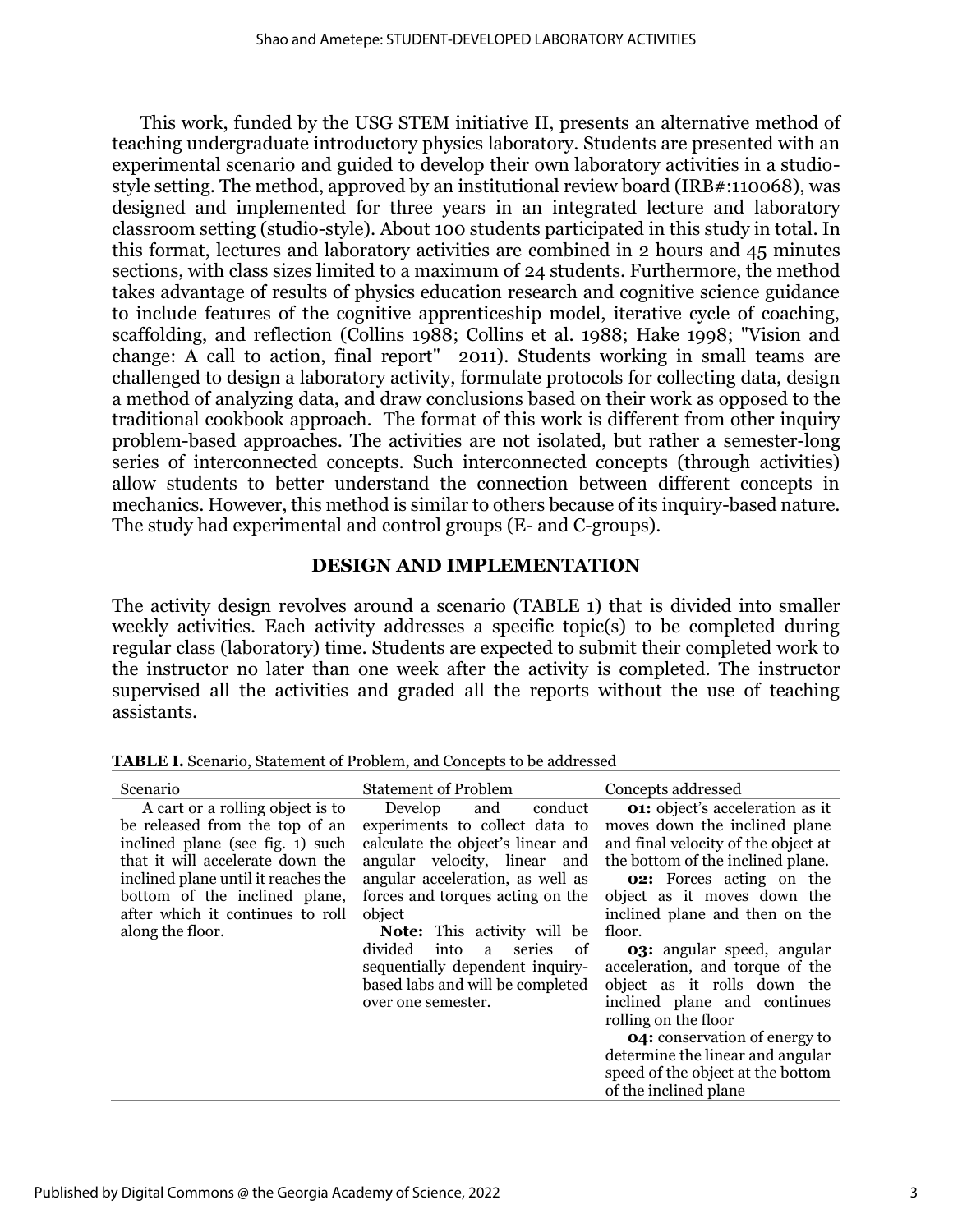This work, funded by the USG STEM initiative II, presents an alternative method of teaching undergraduate introductory physics laboratory. Students are presented with an experimental scenario and guided to develop their own laboratory activities in a studio-style setting. The method, approved by an institutional review board (IRB#:110068), was designed and implemented for three years in an integrated lecture and laboratory classroom setting (studio-style). About 100 students participated in this study in total. In this format, lectures and laboratory activities are combined in 2 hours and 45 minutes sections, with class sizes limited to a maximum of 24 students. Furthermore, the method takes advantage of results of physics education research and cognitive science guidance to include features of the cognitive apprenticeship model, iterative cycle of coaching, scaffolding, and reflection (Collins 1988; Collins et al. 1988; Hake 1998; "Vision and change: A call to action, final report" 2011). Students working in small teams are challenged to design a laboratory activity, formulate protocols for collecting data, design a method of analyzing data, and draw conclusions based on their work as opposed to the traditional cookbook approach. The format of this work is different from other inquiry problem-based approaches. The activities are not isolated, but rather a semester-long series of interconnected concepts. Such interconnected concepts (through activities) allow students to better understand the connection between different concepts in mechanics. However, this method is similar to others because of its inquiry-based nature. The study had experimental and control groups (E- and C-groups).

## DESIGN AND IMPLEMENTATION

The activity design revolves around a scenario (TABLE 1) that is divided into smaller weekly activities. Each activity addresses a specific topic(s) to be completed during regular class (laboratory) time. Students are expected to submit their completed work to the instructor no later than one week after the activity is completed. The instructor supervised all the activities and graded all the reports without the use of teaching assistants.

**TABLE I.** Scenario, Statement of Problem, and Concepts to be addressed

| Scenario | Statement of Problem | Concepts addressed |
|---|---|---|
| A cart or a rolling object is to be released from the top of an inclined plane (see fig. 1) such that it will accelerate down the inclined plane until it reaches the bottom of the inclined plane, after which it continues to roll along the floor. | Develop and conduct experiments to collect data to calculate the object's linear and angular velocity, linear and angular acceleration, as well as forces and torques acting on the object<br>**Note:** This activity will be divided into a series of sequentially dependent inquiry-based labs and will be completed over one semester. | **01:** object's acceleration as it moves down the inclined plane and final velocity of the object at the bottom of the inclined plane.<br>**02:** Forces acting on the object as it moves down the inclined plane and then on the floor.<br>**03:** angular speed, angular acceleration, and torque of the object as it rolls down the inclined plane and continues rolling on the floor<br>**04:** conservation of energy to determine the linear and angular speed of the object at the bottom of the inclined plane |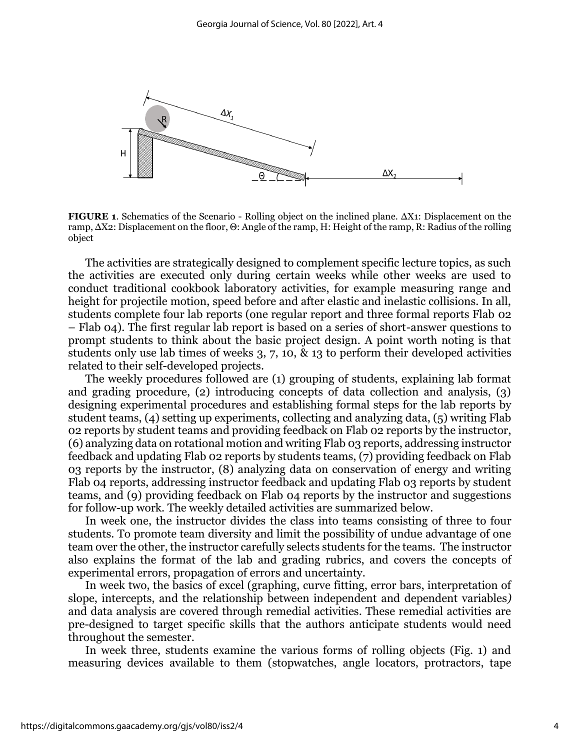**FIGURE 1**. Schematics of the Scenario - Rolling object on the inclined plane. $\Delta X_1$: Displacement on the ramp, $\Delta X_2$: Displacement on the floor, $\Theta$: Angle of the ramp, H: Height of the ramp, R: Radius of the rolling object

The activities are strategically designed to complement specific lecture topics, as such the activities are executed only during certain weeks while other weeks are used to conduct traditional cookbook laboratory activities, for example measuring range and height for projectile motion, speed before and after elastic and inelastic collisions. In all, students complete four lab reports (one regular report and three formal reports Flab 02 – Flab 04). The first regular lab report is based on a series of short-answer questions to prompt students to think about the basic project design. A point worth noting is that students only use lab times of weeks 3, 7, 10, & 13 to perform their developed activities related to their self-developed projects.

The weekly procedures followed are (1) grouping of students, explaining lab format and grading procedure, (2) introducing concepts of data collection and analysis, (3) designing experimental procedures and establishing formal steps for the lab reports by student teams, (4) setting up experiments, collecting and analyzing data, (5) writing Flab 02 reports by student teams and providing feedback on Flab 02 reports by the instructor, (6) analyzing data on rotational motion and writing Flab 03 reports, addressing instructor feedback and updating Flab 02 reports by students teams, (7) providing feedback on Flab 03 reports by the instructor, (8) analyzing data on conservation of energy and writing Flab 04 reports, addressing instructor feedback and updating Flab 03 reports by student teams, and (9) providing feedback on Flab 04 reports by the instructor and suggestions for follow-up work. The weekly detailed activities are summarized below.

In week one, the instructor divides the class into teams consisting of three to four students. To promote team diversity and limit the possibility of undue advantage of one team over the other, the instructor carefully selects students for the teams. The instructor also explains the format of the lab and grading rubrics, and covers the concepts of experimental errors, propagation of errors and uncertainty.

In week two, the basics of excel (graphing, curve fitting, error bars, interpretation of slope, intercepts, and the relationship between independent and dependent variables*)* and data analysis are covered through remedial activities. These remedial activities are pre-designed to target specific skills that the authors anticipate students would need throughout the semester.

In week three, students examine the various forms of rolling objects (Fig. 1) and measuring devices available to them (stopwatches, angle locators, protractors, tape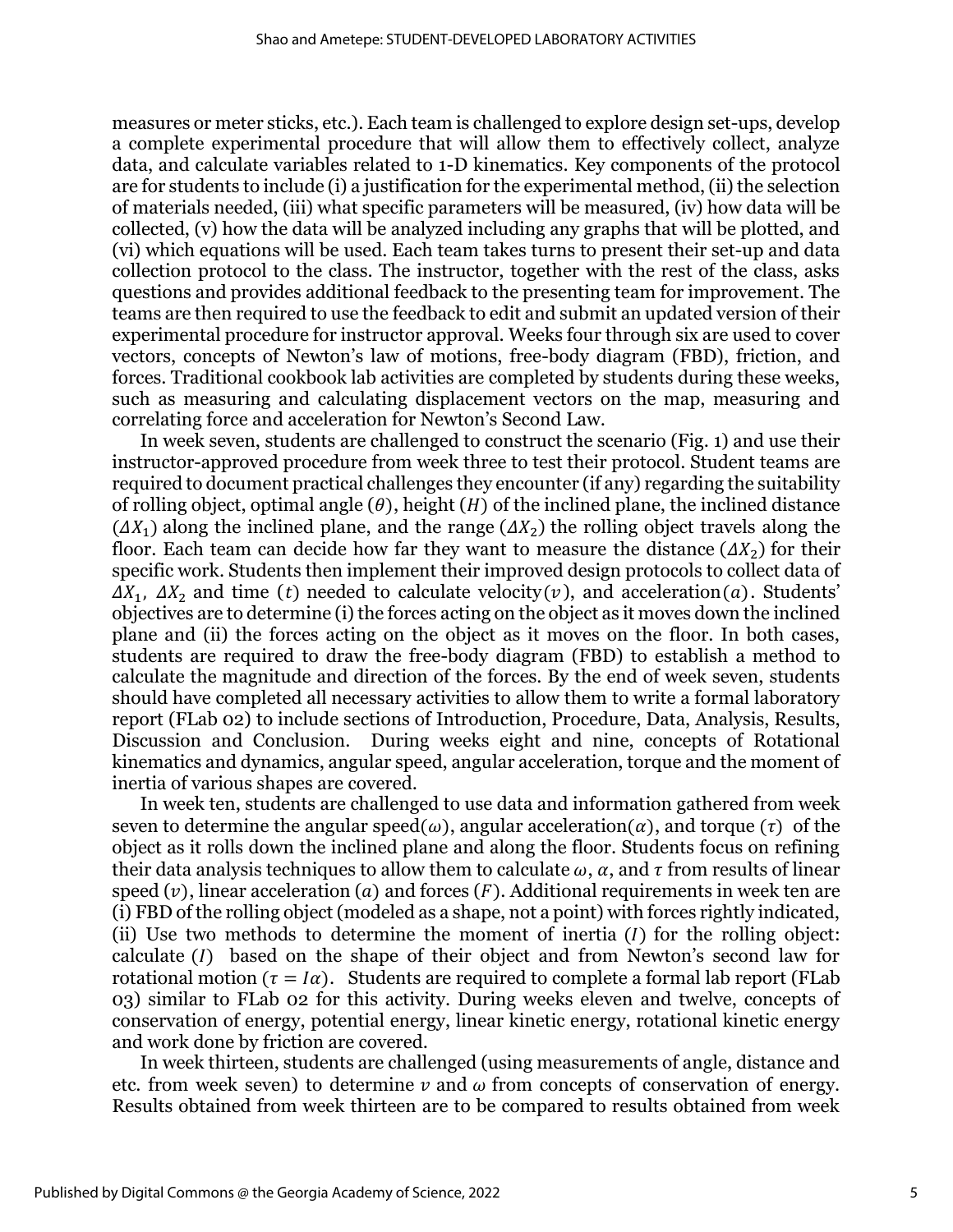measures or meter sticks, etc.). Each team is challenged to explore design set-ups, develop a complete experimental procedure that will allow them to effectively collect, analyze data, and calculate variables related to 1-D kinematics. Key components of the protocol are for students to include (i) a justification for the experimental method, (ii) the selection of materials needed, (iii) what specific parameters will be measured, (iv) how data will be collected, (v) how the data will be analyzed including any graphs that will be plotted, and (vi) which equations will be used. Each team takes turns to present their set-up and data collection protocol to the class. The instructor, together with the rest of the class, asks questions and provides additional feedback to the presenting team for improvement. The teams are then required to use the feedback to edit and submit an updated version of their experimental procedure for instructor approval. Weeks four through six are used to cover vectors, concepts of Newton's law of motions, free-body diagram (FBD), friction, and forces. Traditional cookbook lab activities are completed by students during these weeks, such as measuring and calculating displacement vectors on the map, measuring and correlating force and acceleration for Newton's Second Law.

In week seven, students are challenged to construct the scenario (Fig. 1) and use their instructor-approved procedure from week three to test their protocol. Student teams are required to document practical challenges they encounter (if any) regarding the suitability of rolling object, optimal angle ($\theta$), height ($H$) of the inclined plane, the inclined distance ($\Delta X_1$) along the inclined plane, and the range ($\Delta X_2$) the rolling object travels along the floor. Each team can decide how far they want to measure the distance ($\Delta X_2$) for their specific work. Students then implement their improved design protocols to collect data of $\Delta X_1$, $\Delta X_2$ and time ($t$) needed to calculate velocity($v$), and acceleration($a$). Students' objectives are to determine (i) the forces acting on the object as it moves down the inclined plane and (ii) the forces acting on the object as it moves on the floor. In both cases, students are required to draw the free-body diagram (FBD) to establish a method to calculate the magnitude and direction of the forces. By the end of week seven, students should have completed all necessary activities to allow them to write a formal laboratory report (FLab 02) to include sections of Introduction, Procedure, Data, Analysis, Results, Discussion and Conclusion. During weeks eight and nine, concepts of Rotational kinematics and dynamics, angular speed, angular acceleration, torque and the moment of inertia of various shapes are covered.

In week ten, students are challenged to use data and information gathered from week seven to determine the angular speed($\omega$), angular acceleration($\alpha$), and torque ($\tau$) of the object as it rolls down the inclined plane and along the floor. Students focus on refining their data analysis techniques to allow them to calculate $\omega$, $\alpha$, and $\tau$ from results of linear speed ($v$), linear acceleration ($a$) and forces ($F$). Additional requirements in week ten are (i) FBD of the rolling object (modeled as a shape, not a point) with forces rightly indicated, (ii) Use two methods to determine the moment of inertia ($I$) for the rolling object: calculate ($I$) based on the shape of their object and from Newton's second law for rotational motion ($\tau = I\alpha$). Students are required to complete a formal lab report (FLab 03) similar to FLab 02 for this activity. During weeks eleven and twelve, concepts of conservation of energy, potential energy, linear kinetic energy, rotational kinetic energy and work done by friction are covered.

In week thirteen, students are challenged (using measurements of angle, distance and etc. from week seven) to determine $v$ and $\omega$ from concepts of conservation of energy. Results obtained from week thirteen are to be compared to results obtained from week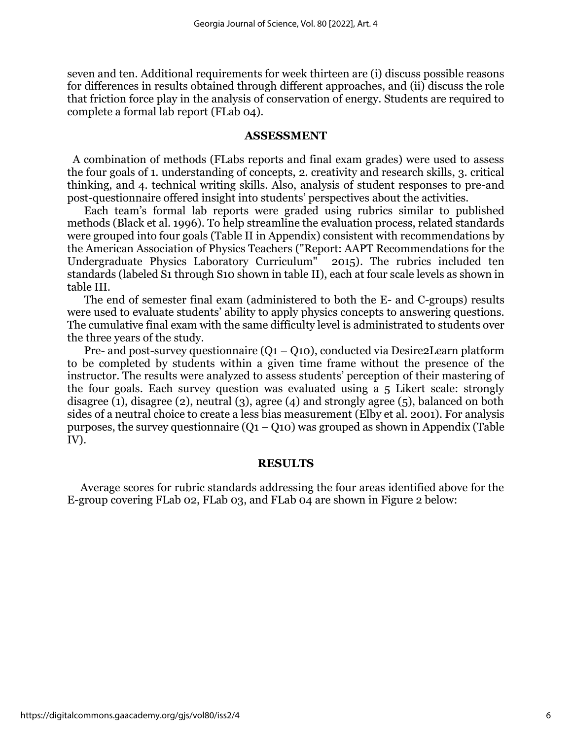seven and ten. Additional requirements for week thirteen are (i) discuss possible reasons for differences in results obtained through different approaches, and (ii) discuss the role that friction force play in the analysis of conservation of energy. Students are required to complete a formal lab report (FLab 04).

## ASSESSMENT

A combination of methods (FLabs reports and final exam grades) were used to assess the four goals of 1. understanding of concepts, 2. creativity and research skills, 3. critical thinking, and 4. technical writing skills. Also, analysis of student responses to pre-and post-questionnaire offered insight into students' perspectives about the activities.

Each team's formal lab reports were graded using rubrics similar to published methods (Black et al. 1996). To help streamline the evaluation process, related standards were grouped into four goals (Table II in Appendix) consistent with recommendations by the American Association of Physics Teachers ("Report: AAPT Recommendations for the Undergraduate Physics Laboratory Curriculum" 2015). The rubrics included ten standards (labeled S1 through S10 shown in table II), each at four scale levels as shown in table III.

The end of semester final exam (administered to both the E- and C-groups) results were used to evaluate students' ability to apply physics concepts to answering questions. The cumulative final exam with the same difficulty level is administrated to students over the three years of the study.

Pre- and post-survey questionnaire (Q1 – Q10), conducted via Desire2Learn platform to be completed by students within a given time frame without the presence of the instructor. The results were analyzed to assess students' perception of their mastering of the four goals. Each survey question was evaluated using a 5 Likert scale: strongly disagree (1), disagree (2), neutral (3), agree (4) and strongly agree (5), balanced on both sides of a neutral choice to create a less bias measurement (Elby et al. 2001). For analysis purposes, the survey questionnaire (Q1 – Q10) was grouped as shown in Appendix (Table IV).

## RESULTS

Average scores for rubric standards addressing the four areas identified above for the E-group covering FLab 02, FLab 03, and FLab 04 are shown in Figure 2 below: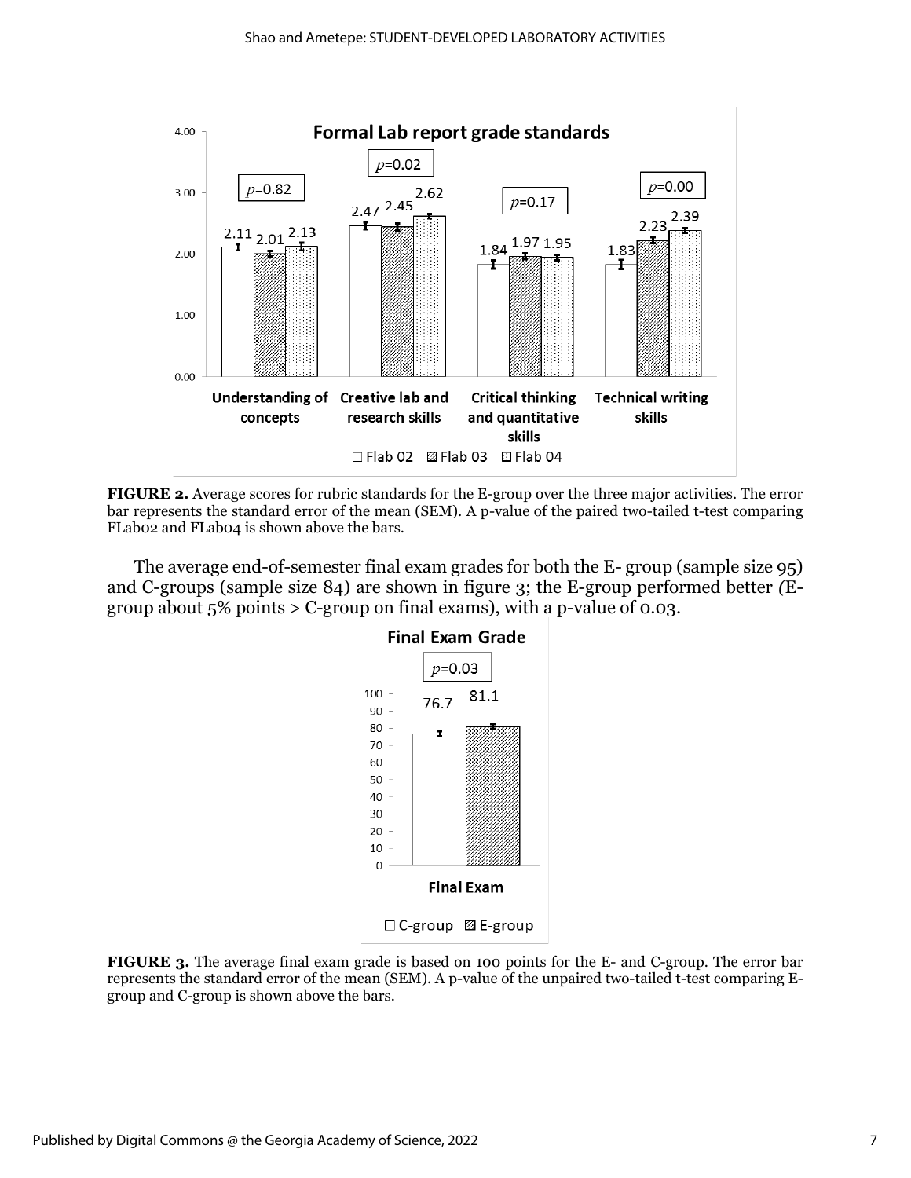**FIGURE 2.** Average scores for rubric standards for the E-group over the three major activities. The error bar represents the standard error of the mean (SEM). A p-value of the paired two-tailed t-test comparing FLab02 and FLab04 is shown above the bars.

The average end-of-semester final exam grades for both the E- group (sample size 95) and C-groups (sample size 84) are shown in figure 3; the E-group performed better *(*E-group about 5% points > C-group on final exams), with a p-value of 0.03.

**FIGURE 3.** The average final exam grade is based on 100 points for the E- and C-group. The error bar represents the standard error of the mean (SEM). A p-value of the unpaired two-tailed t-test comparing E-group and C-group is shown above the bars.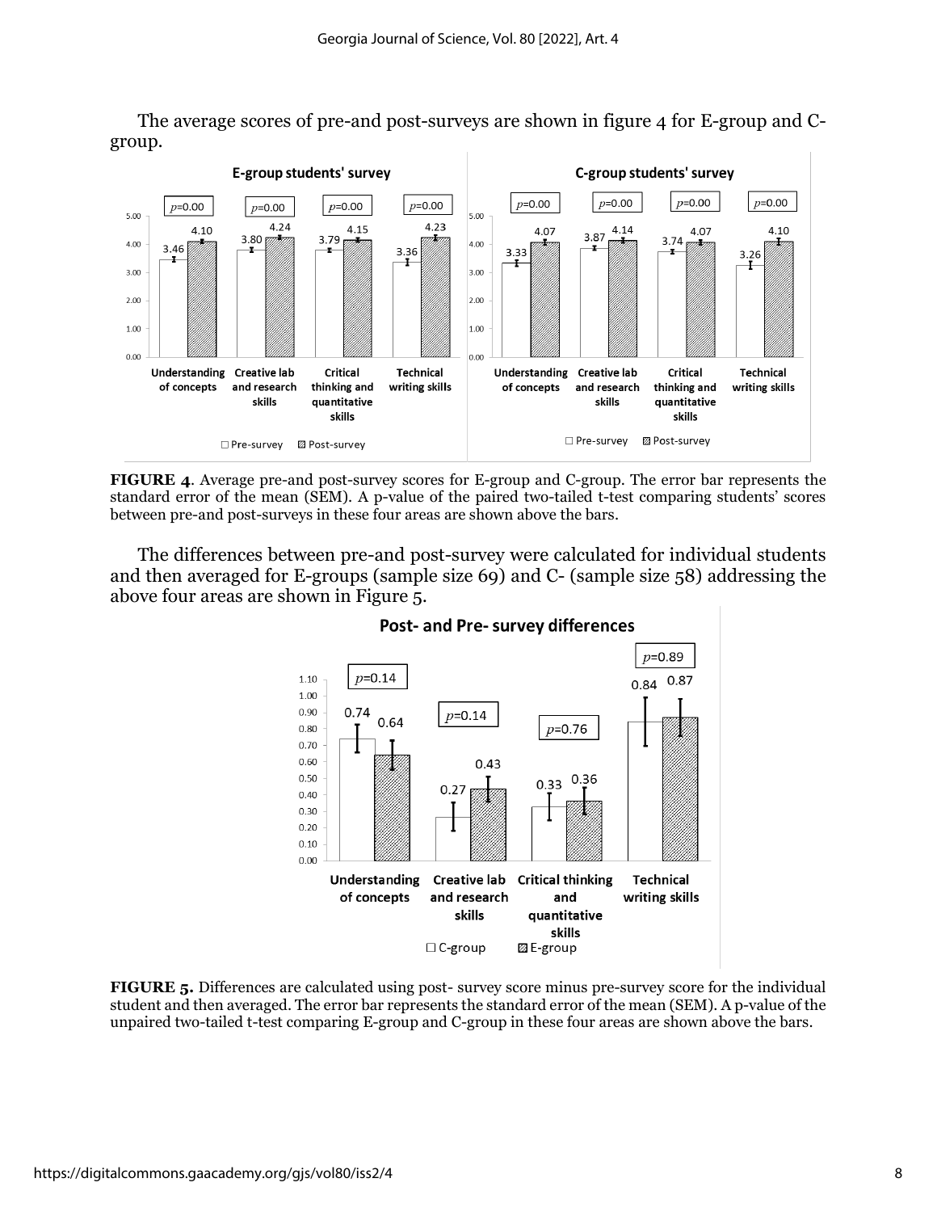The average scores of pre-and post-surveys are shown in figure 4 for E-group and C-group.

**FIGURE 4**. Average pre-and post-survey scores for E-group and C-group. The error bar represents the standard error of the mean (SEM). A p-value of the paired two-tailed t-test comparing students' scores between pre-and post-surveys in these four areas are shown above the bars.

The differences between pre-and post-survey were calculated for individual students and then averaged for E-groups (sample size 69) and C- (sample size 58) addressing the above four areas are shown in Figure 5.

**FIGURE 5.** Differences are calculated using post- survey score minus pre-survey score for the individual student and then averaged. The error bar represents the standard error of the mean (SEM). A p-value of the unpaired two-tailed t-test comparing E-group and C-group in these four areas are shown above the bars.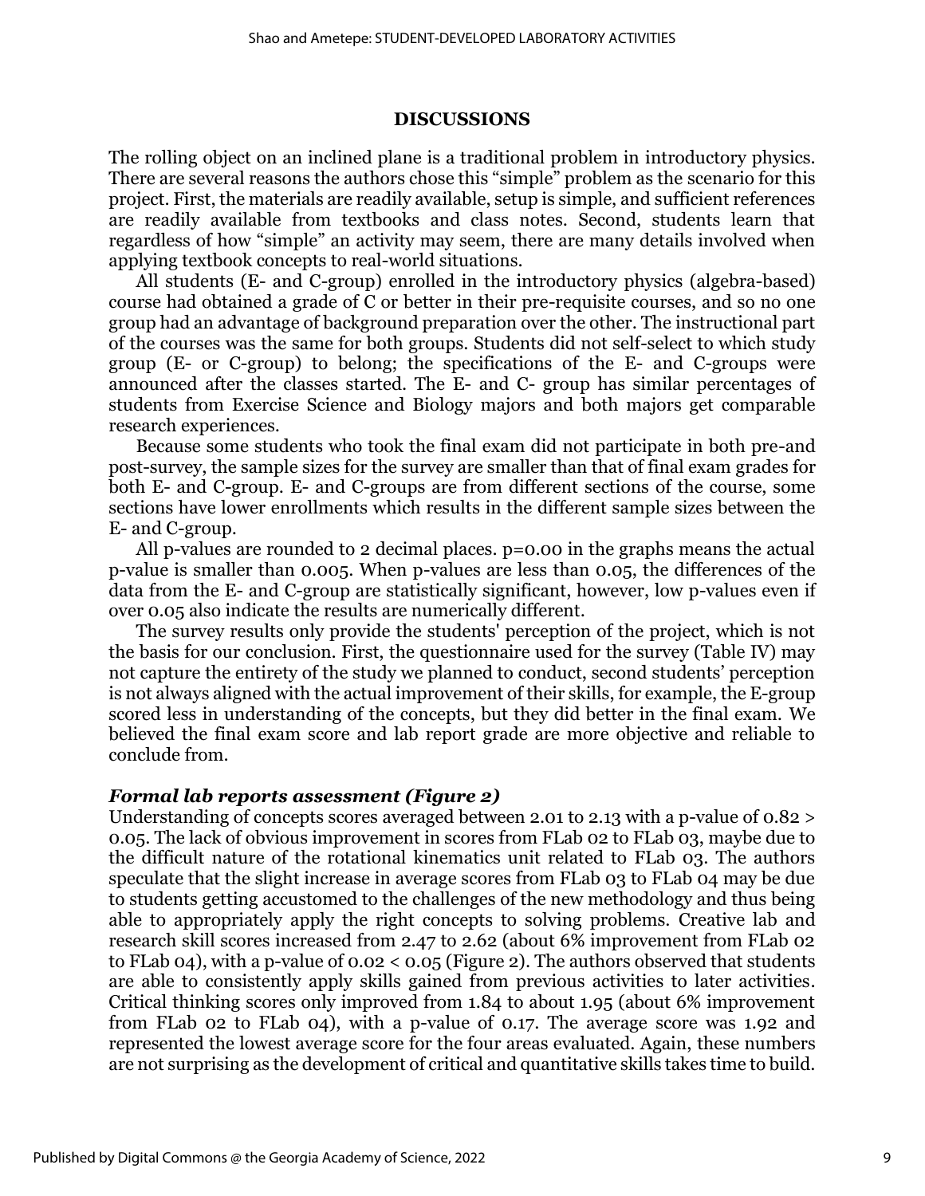## DISCUSSIONS

The rolling object on an inclined plane is a traditional problem in introductory physics. There are several reasons the authors chose this "simple" problem as the scenario for this project. First, the materials are readily available, setup is simple, and sufficient references are readily available from textbooks and class notes. Second, students learn that regardless of how "simple" an activity may seem, there are many details involved when applying textbook concepts to real-world situations.

All students (E- and C-group) enrolled in the introductory physics (algebra-based) course had obtained a grade of C or better in their pre-requisite courses, and so no one group had an advantage of background preparation over the other. The instructional part of the courses was the same for both groups. Students did not self-select to which study group (E- or C-group) to belong; the specifications of the E- and C-groups were announced after the classes started. The E- and C- group has similar percentages of students from Exercise Science and Biology majors and both majors get comparable research experiences.

Because some students who took the final exam did not participate in both pre-and post-survey, the sample sizes for the survey are smaller than that of final exam grades for both E- and C-group. E- and C-groups are from different sections of the course, some sections have lower enrollments which results in the different sample sizes between the E- and C-group.

All p-values are rounded to 2 decimal places. $p=0.00$ in the graphs means the actual p-value is smaller than 0.005. When p-values are less than 0.05, the differences of the data from the E- and C-group are statistically significant, however, low p-values even if over 0.05 also indicate the results are numerically different.

The survey results only provide the students' perception of the project, which is not the basis for our conclusion. First, the questionnaire used for the survey (Table IV) may not capture the entirety of the study we planned to conduct, second students' perception is not always aligned with the actual improvement of their skills, for example, the E-group scored less in understanding of the concepts, but they did better in the final exam. We believed the final exam score and lab report grade are more objective and reliable to conclude from.

### *Formal lab reports assessment (Figure 2)*

Understanding of concepts scores averaged between 2.01 to 2.13 with a p-value of $0.82 > 0.05$. The lack of obvious improvement in scores from FLab 02 to FLab 03, maybe due to the difficult nature of the rotational kinematics unit related to FLab 03. The authors speculate that the slight increase in average scores from FLab 03 to FLab 04 may be due to students getting accustomed to the challenges of the new methodology and thus being able to appropriately apply the right concepts to solving problems. Creative lab and research skill scores increased from 2.47 to 2.62 (about 6% improvement from FLab 02 to FLab 04), with a p-value of $0.02 < 0.05$ (Figure 2). The authors observed that students are able to consistently apply skills gained from previous activities to later activities. Critical thinking scores only improved from 1.84 to about 1.95 (about 6% improvement from FLab 02 to FLab 04), with a p-value of 0.17. The average score was 1.92 and represented the lowest average score for the four areas evaluated. Again, these numbers are not surprising as the development of critical and quantitative skills takes time to build.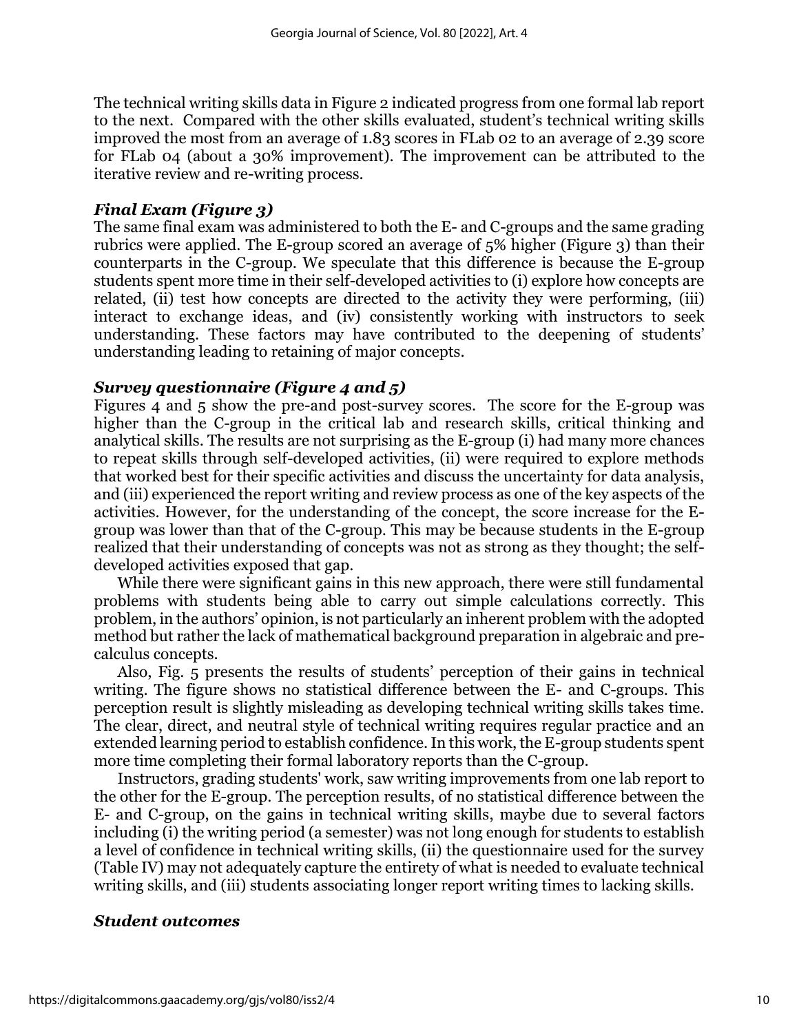The technical writing skills data in Figure 2 indicated progress from one formal lab report to the next. Compared with the other skills evaluated, student's technical writing skills improved the most from an average of 1.83 scores in FLab 02 to an average of 2.39 score for FLab 04 (about a 30% improvement). The improvement can be attributed to the iterative review and re-writing process.

### *Final Exam (Figure 3)*

The same final exam was administered to both the E- and C-groups and the same grading rubrics were applied. The E-group scored an average of 5% higher (Figure 3) than their counterparts in the C-group. We speculate that this difference is because the E-group students spent more time in their self-developed activities to (i) explore how concepts are related, (ii) test how concepts are directed to the activity they were performing, (iii) interact to exchange ideas, and (iv) consistently working with instructors to seek understanding. These factors may have contributed to the deepening of students' understanding leading to retaining of major concepts.

### *Survey questionnaire (Figure 4 and 5)*

Figures 4 and 5 show the pre-and post-survey scores. The score for the E-group was higher than the C-group in the critical lab and research skills, critical thinking and analytical skills. The results are not surprising as the E-group (i) had many more chances to repeat skills through self-developed activities, (ii) were required to explore methods that worked best for their specific activities and discuss the uncertainty for data analysis, and (iii) experienced the report writing and review process as one of the key aspects of the activities. However, for the understanding of the concept, the score increase for the E-group was lower than that of the C-group. This may be because students in the E-group realized that their understanding of concepts was not as strong as they thought; the self-developed activities exposed that gap.

While there were significant gains in this new approach, there were still fundamental problems with students being able to carry out simple calculations correctly. This problem, in the authors' opinion, is not particularly an inherent problem with the adopted method but rather the lack of mathematical background preparation in algebraic and pre-calculus concepts.

Also, Fig. 5 presents the results of students' perception of their gains in technical writing. The figure shows no statistical difference between the E- and C-groups. This perception result is slightly misleading as developing technical writing skills takes time. The clear, direct, and neutral style of technical writing requires regular practice and an extended learning period to establish confidence. In this work, the E-group students spent more time completing their formal laboratory reports than the C-group.

Instructors, grading students' work, saw writing improvements from one lab report to the other for the E-group. The perception results, of no statistical difference between the E- and C-group, on the gains in technical writing skills, maybe due to several factors including (i) the writing period (a semester) was not long enough for students to establish a level of confidence in technical writing skills, (ii) the questionnaire used for the survey (Table IV) may not adequately capture the entirety of what is needed to evaluate technical writing skills, and (iii) students associating longer report writing times to lacking skills.

### *Student outcomes*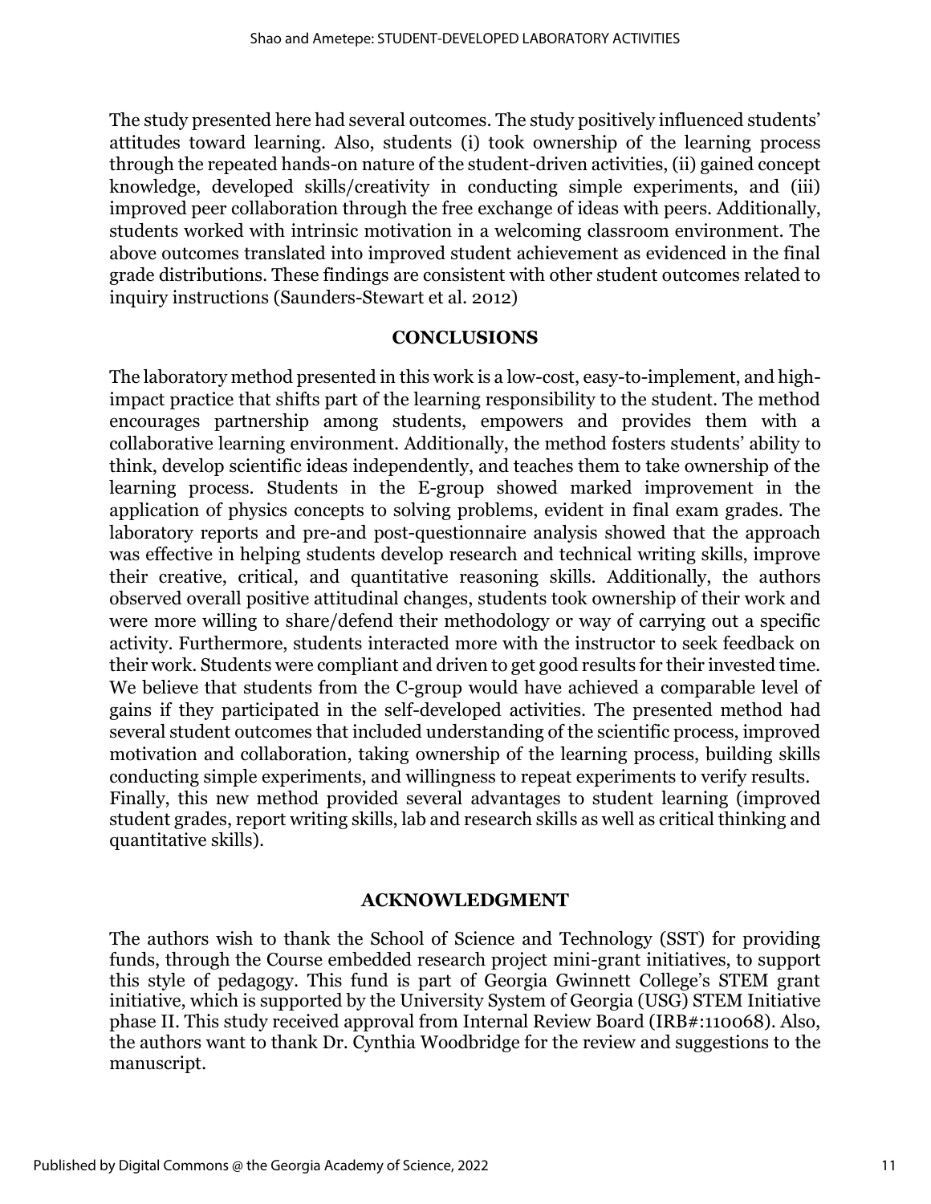The study presented here had several outcomes. The study positively influenced students' attitudes toward learning. Also, students (i) took ownership of the learning process through the repeated hands-on nature of the student-driven activities, (ii) gained concept knowledge, developed skills/creativity in conducting simple experiments, and (iii) improved peer collaboration through the free exchange of ideas with peers. Additionally, students worked with intrinsic motivation in a welcoming classroom environment. The above outcomes translated into improved student achievement as evidenced in the final grade distributions. These findings are consistent with other student outcomes related to inquiry instructions (Saunders-Stewart et al. 2012)

## CONCLUSIONS

The laboratory method presented in this work is a low-cost, easy-to-implement, and high-impact practice that shifts part of the learning responsibility to the student. The method encourages partnership among students, empowers and provides them with a collaborative learning environment. Additionally, the method fosters students' ability to think, develop scientific ideas independently, and teaches them to take ownership of the learning process. Students in the E-group showed marked improvement in the application of physics concepts to solving problems, evident in final exam grades. The laboratory reports and pre-and post-questionnaire analysis showed that the approach was effective in helping students develop research and technical writing skills, improve their creative, critical, and quantitative reasoning skills. Additionally, the authors observed overall positive attitudinal changes, students took ownership of their work and were more willing to share/defend their methodology or way of carrying out a specific activity. Furthermore, students interacted more with the instructor to seek feedback on their work. Students were compliant and driven to get good results for their invested time. We believe that students from the C-group would have achieved a comparable level of gains if they participated in the self-developed activities. The presented method had several student outcomes that included understanding of the scientific process, improved motivation and collaboration, taking ownership of the learning process, building skills conducting simple experiments, and willingness to repeat experiments to verify results. Finally, this new method provided several advantages to student learning (improved student grades, report writing skills, lab and research skills as well as critical thinking and quantitative skills).

## ACKNOWLEDGMENT

The authors wish to thank the School of Science and Technology (SST) for providing funds, through the Course embedded research project mini-grant initiatives, to support this style of pedagogy. This fund is part of Georgia Gwinnett College's STEM grant initiative, which is supported by the University System of Georgia (USG) STEM Initiative phase II. This study received approval from Internal Review Board (IRB#:110068). Also, the authors want to thank Dr. Cynthia Woodbridge for the review and suggestions to the manuscript.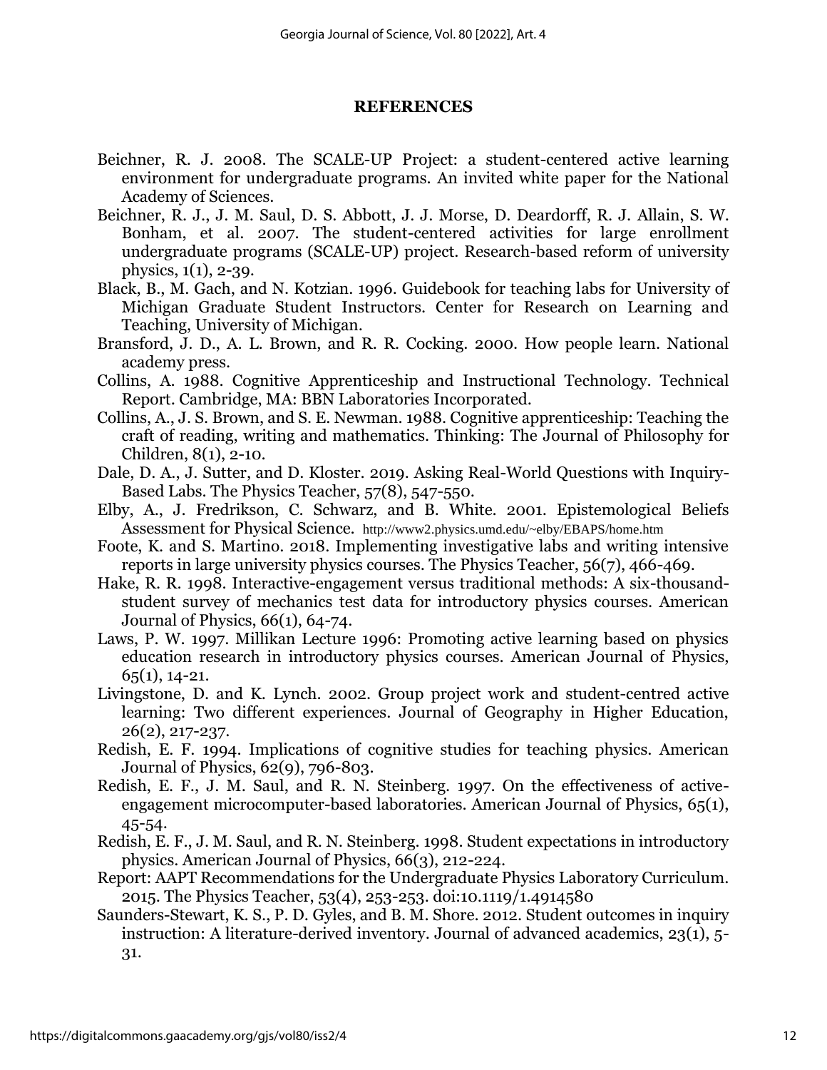## REFERENCES

Beichner, R. J. 2008. The SCALE-UP Project: a student-centered active learning environment for undergraduate programs. An invited white paper for the National Academy of Sciences.

Beichner, R. J., J. M. Saul, D. S. Abbott, J. J. Morse, D. Deardorff, R. J. Allain, S. W. Bonham, et al. 2007. The student-centered activities for large enrollment undergraduate programs (SCALE-UP) project. Research-based reform of university physics, 1(1), 2-39.

Black, B., M. Gach, and N. Kotzian. 1996. Guidebook for teaching labs for University of Michigan Graduate Student Instructors. Center for Research on Learning and Teaching, University of Michigan.

Bransford, J. D., A. L. Brown, and R. R. Cocking. 2000. How people learn. National academy press.

Collins, A. 1988. Cognitive Apprenticeship and Instructional Technology. Technical Report. Cambridge, MA: BBN Laboratories Incorporated.

Collins, A., J. S. Brown, and S. E. Newman. 1988. Cognitive apprenticeship: Teaching the craft of reading, writing and mathematics. Thinking: The Journal of Philosophy for Children, 8(1), 2-10.

Dale, D. A., J. Sutter, and D. Kloster. 2019. Asking Real-World Questions with Inquiry-Based Labs. The Physics Teacher, 57(8), 547-550.

Elby, A., J. Fredrikson, C. Schwarz, and B. White. 2001. Epistemological Beliefs Assessment for Physical Science. http://www2.physics.umd.edu/~elby/EBAPS/home.htm

Foote, K. and S. Martino. 2018. Implementing investigative labs and writing intensive reports in large university physics courses. The Physics Teacher, 56(7), 466-469.

Hake, R. R. 1998. Interactive-engagement versus traditional methods: A six-thousand-student survey of mechanics test data for introductory physics courses. American Journal of Physics, 66(1), 64-74.

Laws, P. W. 1997. Millikan Lecture 1996: Promoting active learning based on physics education research in introductory physics courses. American Journal of Physics, 65(1), 14-21.

Livingstone, D. and K. Lynch. 2002. Group project work and student-centred active learning: Two different experiences. Journal of Geography in Higher Education, 26(2), 217-237.

Redish, E. F. 1994. Implications of cognitive studies for teaching physics. American Journal of Physics, 62(9), 796-803.

Redish, E. F., J. M. Saul, and R. N. Steinberg. 1997. On the effectiveness of active-engagement microcomputer-based laboratories. American Journal of Physics, 65(1), 45-54.

Redish, E. F., J. M. Saul, and R. N. Steinberg. 1998. Student expectations in introductory physics. American Journal of Physics, 66(3), 212-224.

Report: AAPT Recommendations for the Undergraduate Physics Laboratory Curriculum. 2015. The Physics Teacher, 53(4), 253-253. doi:10.1119/1.4914580

Saunders-Stewart, K. S., P. D. Gyles, and B. M. Shore. 2012. Student outcomes in inquiry instruction: A literature-derived inventory. Journal of advanced academics, 23(1), 5-31.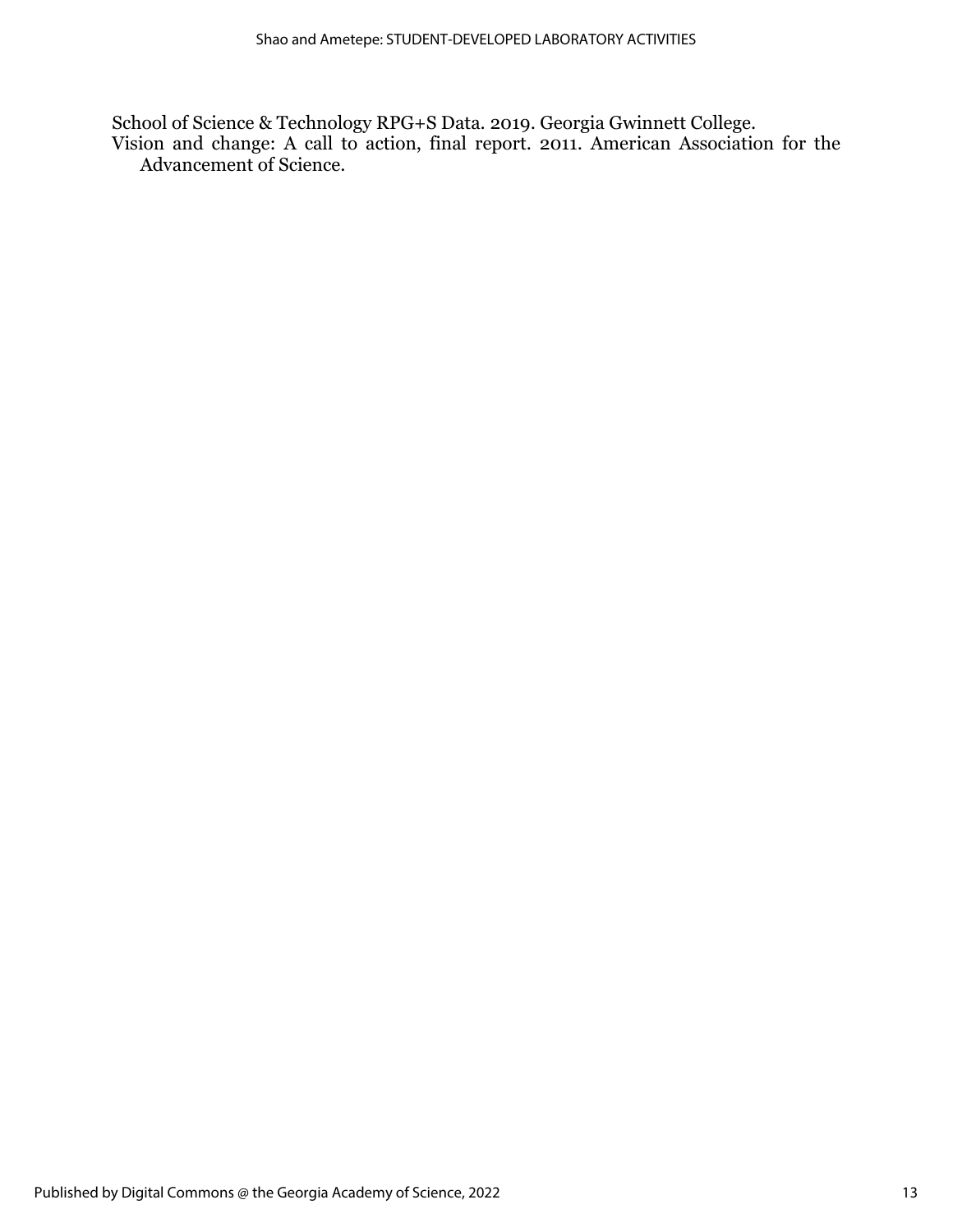School of Science & Technology RPG+S Data. 2019. Georgia Gwinnett College.

Vision and change: A call to action, final report. 2011. American Association for the Advancement of Science.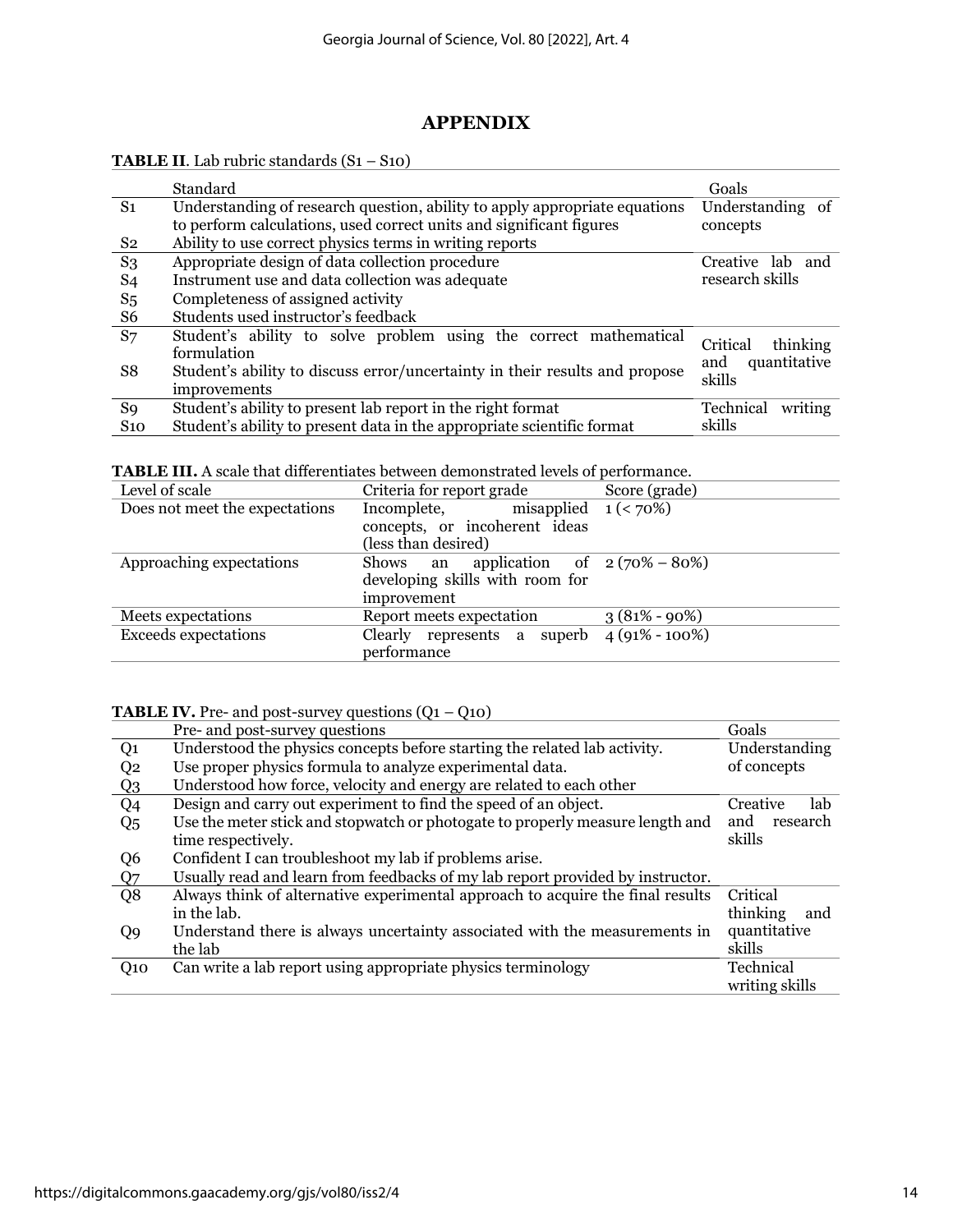# APPENDIX

**TABLE II**. Lab rubric standards (S1 – S10)

| | Standard | Goals |
|---|---|---|
| S1 | Understanding of research question, ability to apply appropriate equations to perform calculations, used correct units and significant figures | Understanding of concepts |
| S2 | Ability to use correct physics terms in writing reports | |
| S3 | Appropriate design of data collection procedure | Creative lab and research skills |
| S4 | Instrument use and data collection was adequate | |
| S5 | Completeness of assigned activity | |
| S6 | Students used instructor's feedback | |
| S7 | Student's ability to solve problem using the correct mathematical formulation | Critical thinking and quantitative skills |
| S8 | Student's ability to discuss error/uncertainty in their results and propose improvements | |
| S9 | Student's ability to present lab report in the right format | Technical writing skills |
| S10 | Student's ability to present data in the appropriate scientific format | |

**TABLE III.** A scale that differentiates between demonstrated levels of performance.

| Level of scale | Criteria for report grade | Score (grade) |
|---|---|---|
| Does not meet the expectations | Incomplete, misapplied concepts, or incoherent ideas (less than desired) | 1 (< 70%) |
| Approaching expectations | Shows an application of developing skills with room for improvement | 2 (70% – 80%) |
| Meets expectations | Report meets expectation | 3 (81% - 90%) |
| Exceeds expectations | Clearly represents a superb performance | 4 (91% - 100%) |

**TABLE IV.** Pre- and post-survey questions (Q1 – Q10)

| | Pre- and post-survey questions | Goals |
|---|---|---|
| Q1 | Understood the physics concepts before starting the related lab activity. | Understanding of concepts |
| Q2 | Use proper physics formula to analyze experimental data. | |
| Q3 | Understood how force, velocity and energy are related to each other | |
| Q4 | Design and carry out experiment to find the speed of an object. | Creative lab and research skills |
| Q5 | Use the meter stick and stopwatch or photogate to properly measure length and time respectively. | |
| Q6 | Confident I can troubleshoot my lab if problems arise. | |
| Q7 | Usually read and learn from feedbacks of my lab report provided by instructor. | |
| Q8 | Always think of alternative experimental approach to acquire the final results in the lab. | Critical thinking and quantitative skills |
| Q9 | Understand there is always uncertainty associated with the measurements in the lab | |
| Q10 | Can write a lab report using appropriate physics terminology | Technical writing skills |